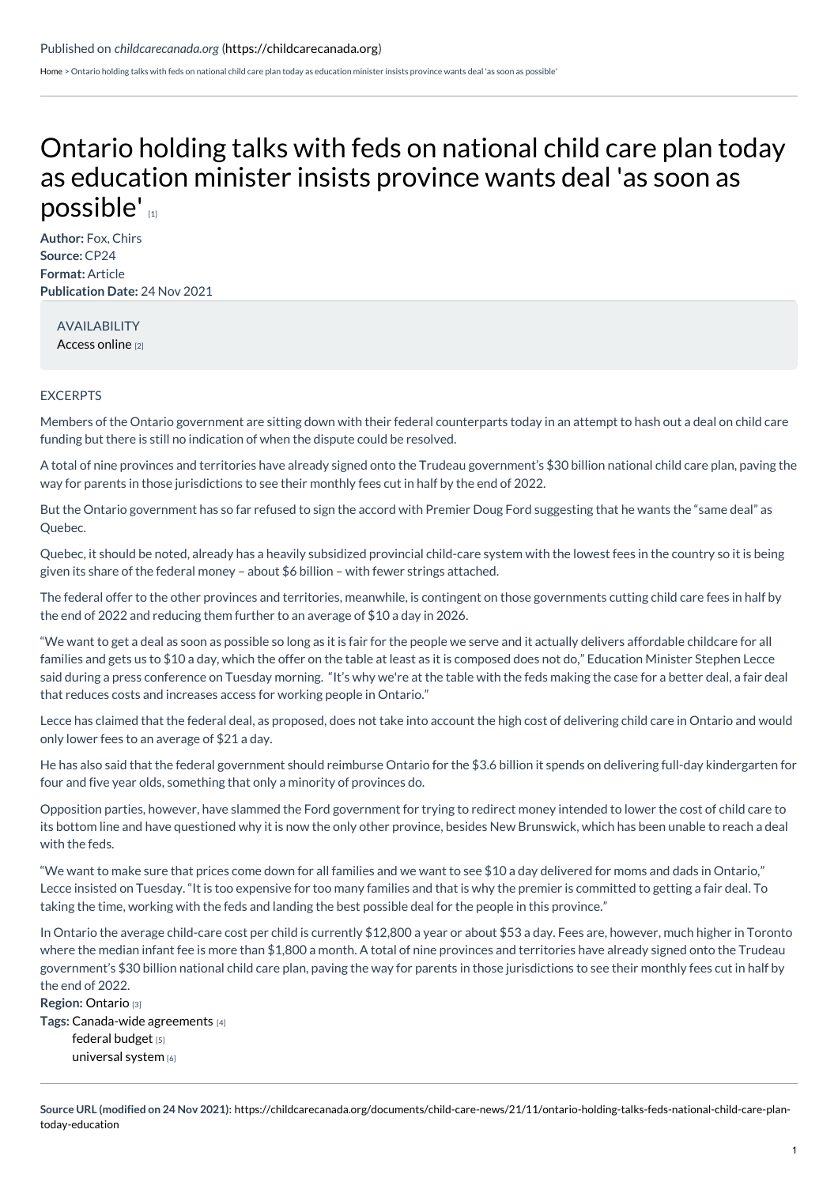Published on *childcarecanada.org* (https://childcarecanada.org)

Home > Ontario holding talks with feds on national child care plan today as education minister insists province wants deal 'as soon as possible'

# Ontario holding talks with feds on national child care plan today as education minister insists province wants deal 'as soon as possible' [1]

**Author:** Fox, Chirs
**Source:** CP24
**Format:** Article
**Publication Date:** 24 Nov 2021

AVAILABILITY
Access online [2]

EXCERPTS

Members of the Ontario government are sitting down with their federal counterparts today in an attempt to hash out a deal on child care funding but there is still no indication of when the dispute could be resolved.

A total of nine provinces and territories have already signed onto the Trudeau government's $30 billion national child care plan, paving the way for parents in those jurisdictions to see their monthly fees cut in half by the end of 2022.

But the Ontario government has so far refused to sign the accord with Premier Doug Ford suggesting that he wants the "same deal" as Quebec.

Quebec, it should be noted, already has a heavily subsidized provincial child-care system with the lowest fees in the country so it is being given its share of the federal money – about $6 billion – with fewer strings attached.

The federal offer to the other provinces and territories, meanwhile, is contingent on those governments cutting child care fees in half by the end of 2022 and reducing them further to an average of $10 a day in 2026.

"We want to get a deal as soon as possible so long as it is fair for the people we serve and it actually delivers affordable childcare for all families and gets us to $10 a day, which the offer on the table at least as it is composed does not do," Education Minister Stephen Lecce said during a press conference on Tuesday morning. "It's why we're at the table with the feds making the case for a better deal, a fair deal that reduces costs and increases access for working people in Ontario."

Lecce has claimed that the federal deal, as proposed, does not take into account the high cost of delivering child care in Ontario and would only lower fees to an average of $21 a day.

He has also said that the federal government should reimburse Ontario for the $3.6 billion it spends on delivering full-day kindergarten for four and five year olds, something that only a minority of provinces do.

Opposition parties, however, have slammed the Ford government for trying to redirect money intended to lower the cost of child care to its bottom line and have questioned why it is now the only other province, besides New Brunswick, which has been unable to reach a deal with the feds.

"We want to make sure that prices come down for all families and we want to see $10 a day delivered for moms and dads in Ontario," Lecce insisted on Tuesday. "It is too expensive for too many families and that is why the premier is committed to getting a fair deal. To taking the time, working with the feds and landing the best possible deal for the people in this province."

In Ontario the average child-care cost per child is currently $12,800 a year or about $53 a day. Fees are, however, much higher in Toronto where the median infant fee is more than $1,800 a month. A total of nine provinces and territories have already signed onto the Trudeau government's $30 billion national child care plan, paving the way for parents in those jurisdictions to see their monthly fees cut in half by the end of 2022.

**Region:** Ontario [3]
**Tags:** Canada-wide agreements [4]
federal budget [5]
universal system [6]

**Source URL (modified on 24 Nov 2021):** https://childcarecanada.org/documents/child-care-news/21/11/ontario-holding-talks-feds-national-child-care-plan-today-education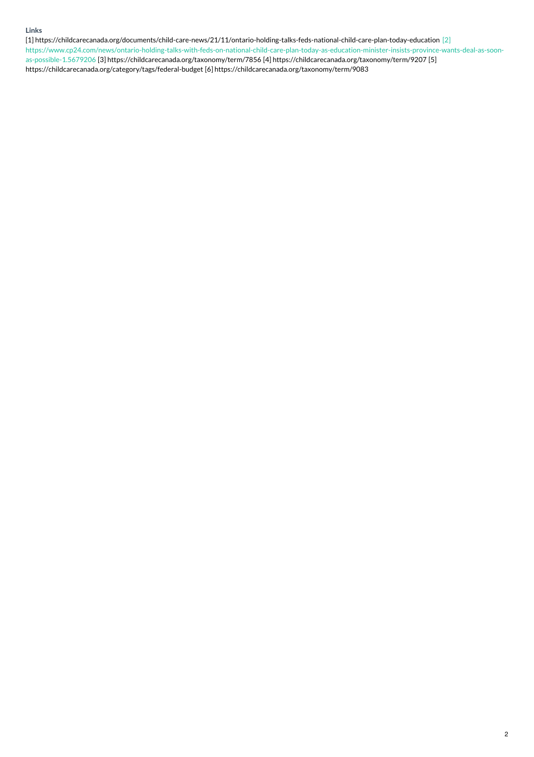**Links**

[1] https://childcarecanada.org/documents/child-care-news/21/11/ontario-holding-talks-feds-national-child-care-plan-today-education [2] https://www.cp24.com/news/ontario-holding-talks-with-feds-on-national-child-care-plan-today-as-education-minister-insists-province-wants-deal-as-soon-as-possible-1.5679206 [3] https://childcarecanada.org/taxonomy/term/7856 [4] https://childcarecanada.org/taxonomy/term/9207 [5] https://childcarecanada.org/category/tags/federal-budget [6] https://childcarecanada.org/taxonomy/term/9083